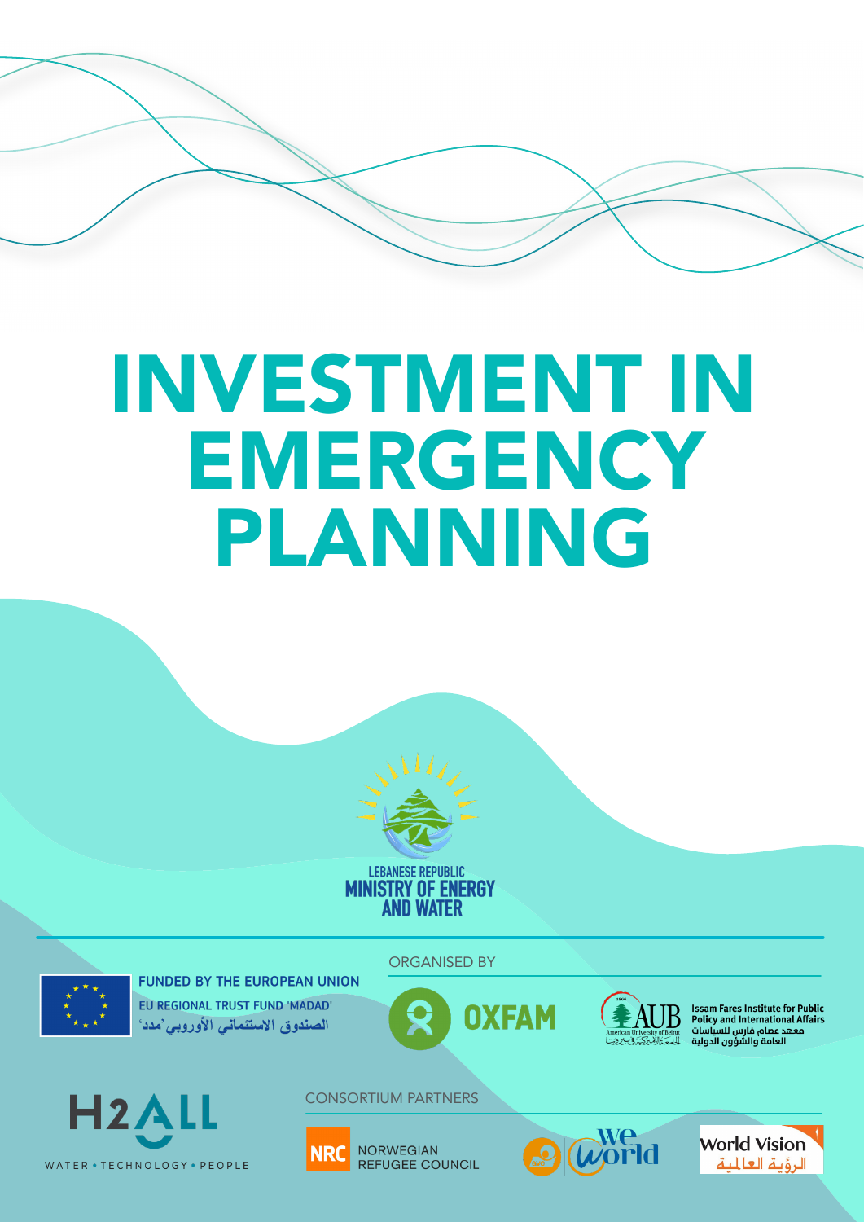# INVESTMENT IN EMERGENCY PLANNING

LEBANESE REPUBLIC
MINISTRY OF ENERGY AND WATER

FUNDED BY THE EUROPEAN UNION

EU REGIONAL TRUST FUND 'MADAD'

الصندوق الاستئماني الأوروبي 'مدد'

ORGANISED BY

OXFAM

AUB

Issam Fares Institute for Public Policy and International Affairs

معهد عصام فارس للسياسات العامة والشؤون الدولية

H2ALL

WATER • TECHNOLOGY • PEOPLE

CONSORTIUM PARTNERS

NRC NORWEGIAN REFUGEE COUNCIL

WeWorld

World Vision

الرؤية العالمية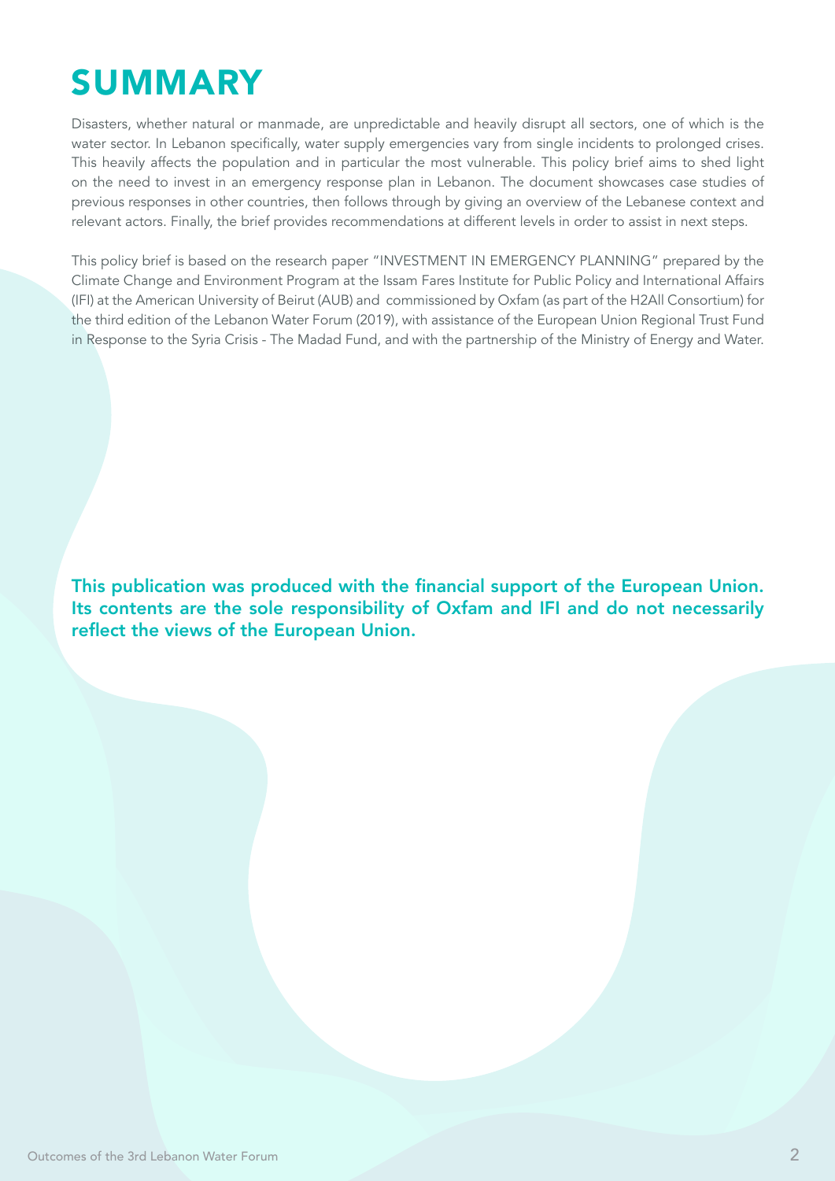# SUMMARY

Disasters, whether natural or manmade, are unpredictable and heavily disrupt all sectors, one of which is the water sector. In Lebanon specifically, water supply emergencies vary from single incidents to prolonged crises. This heavily affects the population and in particular the most vulnerable. This policy brief aims to shed light on the need to invest in an emergency response plan in Lebanon. The document showcases case studies of previous responses in other countries, then follows through by giving an overview of the Lebanese context and relevant actors. Finally, the brief provides recommendations at different levels in order to assist in next steps.

This policy brief is based on the research paper "INVESTMENT IN EMERGENCY PLANNING" prepared by the Climate Change and Environment Program at the Issam Fares Institute for Public Policy and International Affairs (IFI) at the American University of Beirut (AUB) and commissioned by Oxfam (as part of the H2All Consortium) for the third edition of the Lebanon Water Forum (2019), with assistance of the European Union Regional Trust Fund in Response to the Syria Crisis - The Madad Fund, and with the partnership of the Ministry of Energy and Water.

**This publication was produced with the financial support of the European Union. Its contents are the sole responsibility of Oxfam and IFI and do not necessarily reflect the views of the European Union.**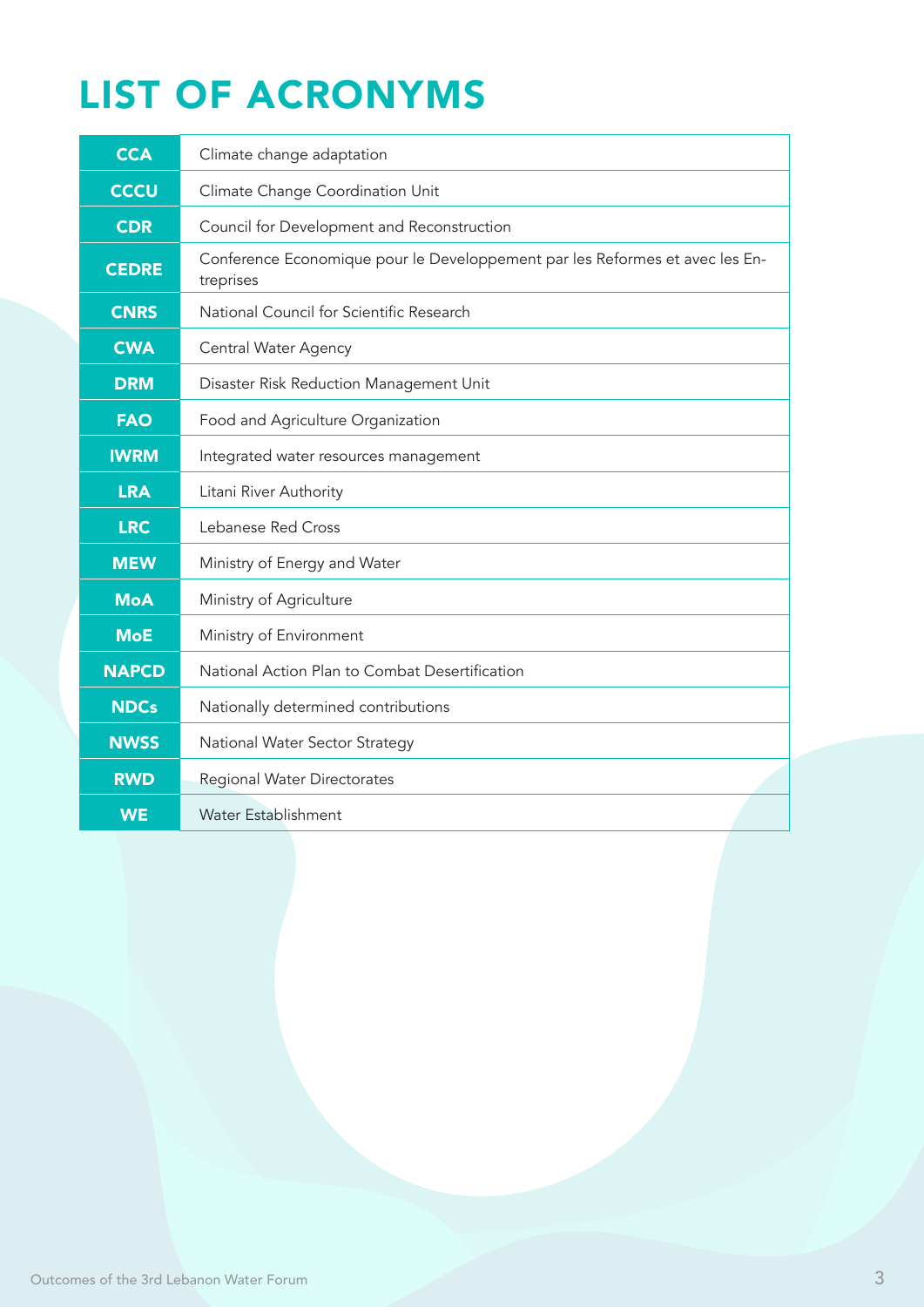# LIST OF ACRONYMS

| | |
|---|---|
| **CCA** | Climate change adaptation |
| **CCCU** | Climate Change Coordination Unit |
| **CDR** | Council for Development and Reconstruction |
| **CEDRE** | Conference Economique pour le Developpement par les Reformes et avec les Entreprises |
| **CNRS** | National Council for Scientific Research |
| **CWA** | Central Water Agency |
| **DRM** | Disaster Risk Reduction Management Unit |
| **FAO** | Food and Agriculture Organization |
| **IWRM** | Integrated water resources management |
| **LRA** | Litani River Authority |
| **LRC** | Lebanese Red Cross |
| **MEW** | Ministry of Energy and Water |
| **MoA** | Ministry of Agriculture |
| **MoE** | Ministry of Environment |
| **NAPCD** | National Action Plan to Combat Desertification |
| **NDCs** | Nationally determined contributions |
| **NWSS** | National Water Sector Strategy |
| **RWD** | Regional Water Directorates |
| **WE** | Water Establishment |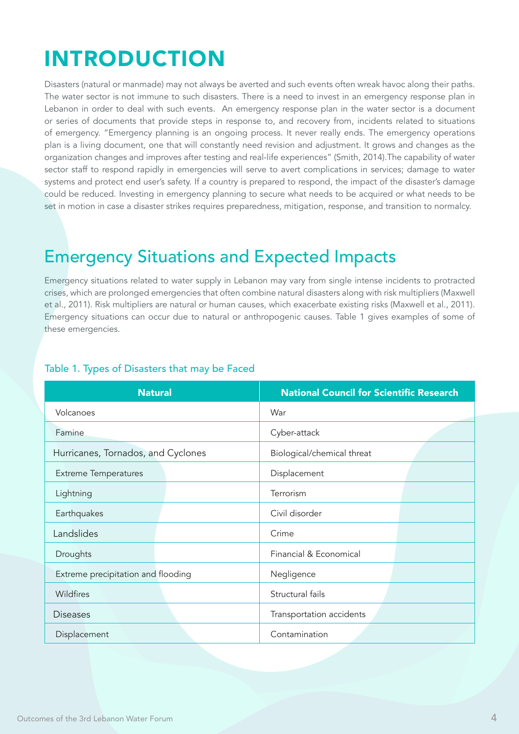# INTRODUCTION

Disasters (natural or manmade) may not always be averted and such events often wreak havoc along their paths. The water sector is not immune to such disasters. There is a need to invest in an emergency response plan in Lebanon in order to deal with such events. An emergency response plan in the water sector is a document or series of documents that provide steps in response to, and recovery from, incidents related to situations of emergency. "Emergency planning is an ongoing process. It never really ends. The emergency operations plan is a living document, one that will constantly need revision and adjustment. It grows and changes as the organization changes and improves after testing and real-life experiences" (Smith, 2014).The capability of water sector staff to respond rapidly in emergencies will serve to avert complications in services; damage to water systems and protect end user's safety. If a country is prepared to respond, the impact of the disaster's damage could be reduced. Investing in emergency planning to secure what needs to be acquired or what needs to be set in motion in case a disaster strikes requires preparedness, mitigation, response, and transition to normalcy.

## Emergency Situations and Expected Impacts

Emergency situations related to water supply in Lebanon may vary from single intense incidents to protracted crises, which are prolonged emergencies that often combine natural disasters along with risk multipliers (Maxwell et al., 2011). Risk multipliers are natural or human causes, which exacerbate existing risks (Maxwell et al., 2011). Emergency situations can occur due to natural or anthropogenic causes. Table 1 gives examples of some of these emergencies.

Table 1. Types of Disasters that may be Faced

| Natural | National Council for Scientific Research |
|---|---|
| Volcanoes | War |
| Famine | Cyber-attack |
| Hurricanes, Tornados, and Cyclones | Biological/chemical threat |
| Extreme Temperatures | Displacement |
| Lightning | Terrorism |
| Earthquakes | Civil disorder |
| Landslides | Crime |
| Droughts | Financial & Economical |
| Extreme precipitation and flooding | Negligence |
| Wildfires | Structural fails |
| Diseases | Transportation accidents |
| Displacement | Contamination |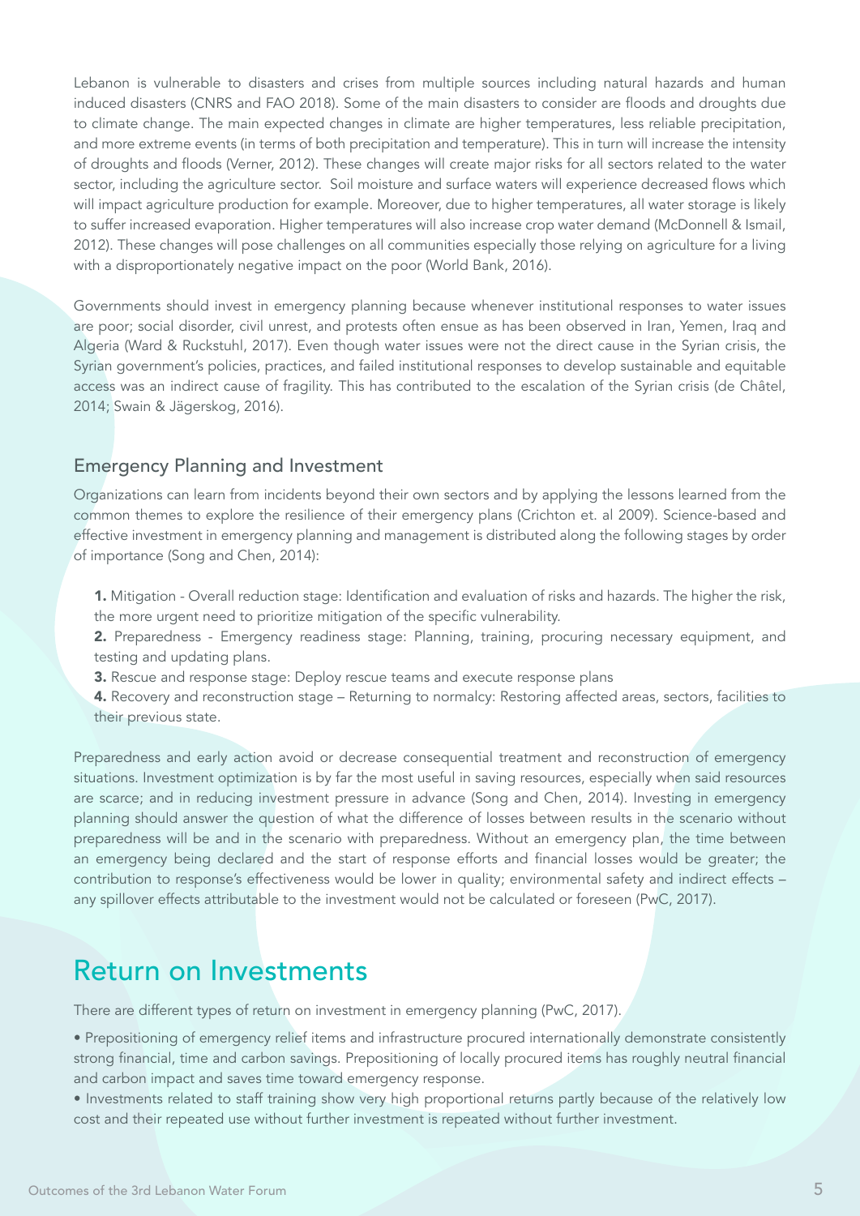Lebanon is vulnerable to disasters and crises from multiple sources including natural hazards and human induced disasters (CNRS and FAO 2018). Some of the main disasters to consider are floods and droughts due to climate change. The main expected changes in climate are higher temperatures, less reliable precipitation, and more extreme events (in terms of both precipitation and temperature). This in turn will increase the intensity of droughts and floods (Verner, 2012). These changes will create major risks for all sectors related to the water sector, including the agriculture sector. Soil moisture and surface waters will experience decreased flows which will impact agriculture production for example. Moreover, due to higher temperatures, all water storage is likely to suffer increased evaporation. Higher temperatures will also increase crop water demand (McDonnell & Ismail, 2012). These changes will pose challenges on all communities especially those relying on agriculture for a living with a disproportionately negative impact on the poor (World Bank, 2016).

Governments should invest in emergency planning because whenever institutional responses to water issues are poor; social disorder, civil unrest, and protests often ensue as has been observed in Iran, Yemen, Iraq and Algeria (Ward & Ruckstuhl, 2017). Even though water issues were not the direct cause in the Syrian crisis, the Syrian government's policies, practices, and failed institutional responses to develop sustainable and equitable access was an indirect cause of fragility. This has contributed to the escalation of the Syrian crisis (de Châtel, 2014; Swain & Jägerskog, 2016).

### Emergency Planning and Investment

Organizations can learn from incidents beyond their own sectors and by applying the lessons learned from the common themes to explore the resilience of their emergency plans (Crichton et. al 2009). Science-based and effective investment in emergency planning and management is distributed along the following stages by order of importance (Song and Chen, 2014):

1. Mitigation - Overall reduction stage: Identification and evaluation of risks and hazards. The higher the risk, the more urgent need to prioritize mitigation of the specific vulnerability.
2. Preparedness - Emergency readiness stage: Planning, training, procuring necessary equipment, and testing and updating plans.
3. Rescue and response stage: Deploy rescue teams and execute response plans
4. Recovery and reconstruction stage – Returning to normalcy: Restoring affected areas, sectors, facilities to their previous state.

Preparedness and early action avoid or decrease consequential treatment and reconstruction of emergency situations. Investment optimization is by far the most useful in saving resources, especially when said resources are scarce; and in reducing investment pressure in advance (Song and Chen, 2014). Investing in emergency planning should answer the question of what the difference of losses between results in the scenario without preparedness will be and in the scenario with preparedness. Without an emergency plan, the time between an emergency being declared and the start of response efforts and financial losses would be greater; the contribution to response's effectiveness would be lower in quality; environmental safety and indirect effects – any spillover effects attributable to the investment would not be calculated or foreseen (PwC, 2017).

## Return on Investments

There are different types of return on investment in emergency planning (PwC, 2017).

- Prepositioning of emergency relief items and infrastructure procured internationally demonstrate consistently strong financial, time and carbon savings. Prepositioning of locally procured items has roughly neutral financial and carbon impact and saves time toward emergency response.
- Investments related to staff training show very high proportional returns partly because of the relatively low cost and their repeated use without further investment is repeated without further investment.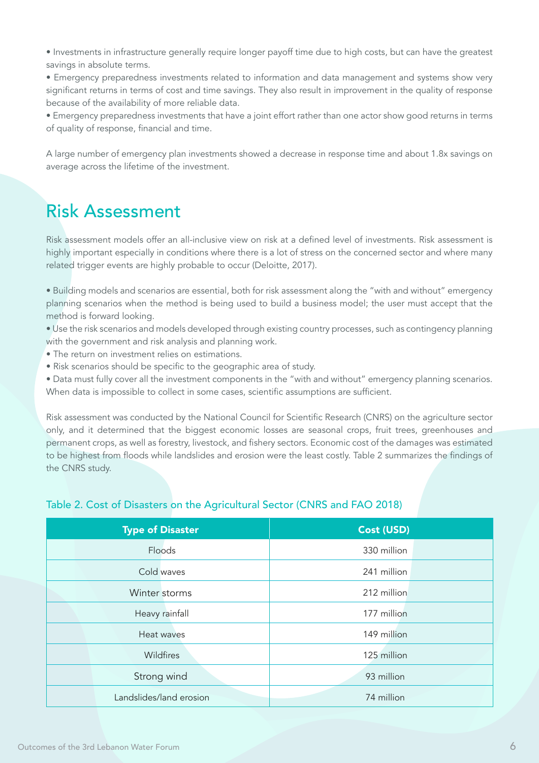- Investments in infrastructure generally require longer payoff time due to high costs, but can have the greatest savings in absolute terms.
- Emergency preparedness investments related to information and data management and systems show very significant returns in terms of cost and time savings. They also result in improvement in the quality of response because of the availability of more reliable data.
- Emergency preparedness investments that have a joint effort rather than one actor show good returns in terms of quality of response, financial and time.

A large number of emergency plan investments showed a decrease in response time and about 1.8x savings on average across the lifetime of the investment.

## Risk Assessment

Risk assessment models offer an all-inclusive view on risk at a defined level of investments. Risk assessment is highly important especially in conditions where there is a lot of stress on the concerned sector and where many related trigger events are highly probable to occur (Deloitte, 2017).

- Building models and scenarios are essential, both for risk assessment along the "with and without" emergency planning scenarios when the method is being used to build a business model; the user must accept that the method is forward looking.
- Use the risk scenarios and models developed through existing country processes, such as contingency planning with the government and risk analysis and planning work.
- The return on investment relies on estimations.
- Risk scenarios should be specific to the geographic area of study.
- Data must fully cover all the investment components in the "with and without" emergency planning scenarios. When data is impossible to collect in some cases, scientific assumptions are sufficient.

Risk assessment was conducted by the National Council for Scientific Research (CNRS) on the agriculture sector only, and it determined that the biggest economic losses are seasonal crops, fruit trees, greenhouses and permanent crops, as well as forestry, livestock, and fishery sectors. Economic cost of the damages was estimated to be highest from floods while landslides and erosion were the least costly. Table 2 summarizes the findings of the CNRS study.

Table 2. Cost of Disasters on the Agricultural Sector (CNRS and FAO 2018)

| Type of Disaster | Cost (USD) |
| --- | --- |
| Floods | 330 million |
| Cold waves | 241 million |
| Winter storms | 212 million |
| Heavy rainfall | 177 million |
| Heat waves | 149 million |
| Wildfires | 125 million |
| Strong wind | 93 million |
| Landslides/land erosion | 74 million |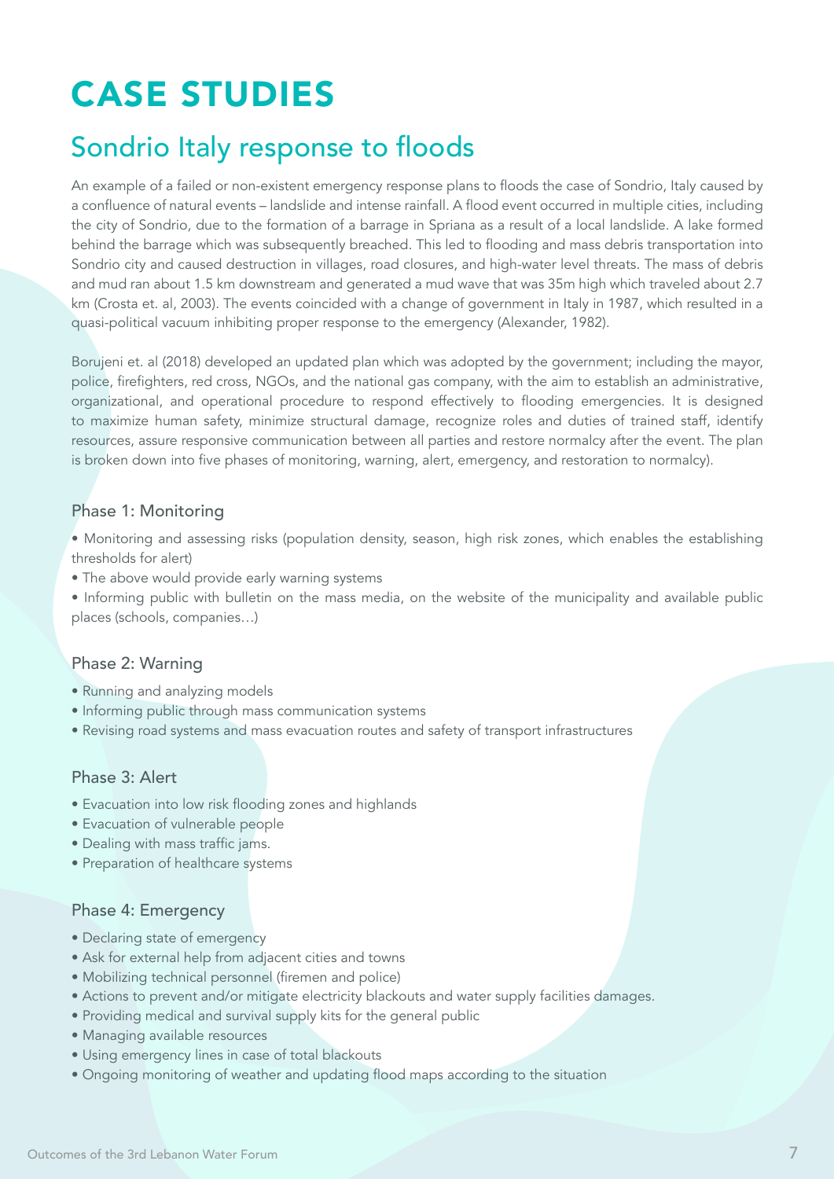# CASE STUDIES

## Sondrio Italy response to floods

An example of a failed or non-existent emergency response plans to floods the case of Sondrio, Italy caused by a confluence of natural events – landslide and intense rainfall. A flood event occurred in multiple cities, including the city of Sondrio, due to the formation of a barrage in Spriana as a result of a local landslide. A lake formed behind the barrage which was subsequently breached. This led to flooding and mass debris transportation into Sondrio city and caused destruction in villages, road closures, and high-water level threats. The mass of debris and mud ran about 1.5 km downstream and generated a mud wave that was 35m high which traveled about 2.7 km (Crosta et. al, 2003). The events coincided with a change of government in Italy in 1987, which resulted in a quasi-political vacuum inhibiting proper response to the emergency (Alexander, 1982).

Borujeni et. al (2018) developed an updated plan which was adopted by the government; including the mayor, police, firefighters, red cross, NGOs, and the national gas company, with the aim to establish an administrative, organizational, and operational procedure to respond effectively to flooding emergencies. It is designed to maximize human safety, minimize structural damage, recognize roles and duties of trained staff, identify resources, assure responsive communication between all parties and restore normalcy after the event. The plan is broken down into five phases of monitoring, warning, alert, emergency, and restoration to normalcy).

### Phase 1: Monitoring

- Monitoring and assessing risks (population density, season, high risk zones, which enables the establishing thresholds for alert)
- The above would provide early warning systems
- Informing public with bulletin on the mass media, on the website of the municipality and available public places (schools, companies…)

### Phase 2: Warning

- Running and analyzing models
- Informing public through mass communication systems
- Revising road systems and mass evacuation routes and safety of transport infrastructures

### Phase 3: Alert

- Evacuation into low risk flooding zones and highlands
- Evacuation of vulnerable people
- Dealing with mass traffic jams.
- Preparation of healthcare systems

### Phase 4: Emergency

- Declaring state of emergency
- Ask for external help from adjacent cities and towns
- Mobilizing technical personnel (firemen and police)
- Actions to prevent and/or mitigate electricity blackouts and water supply facilities damages.
- Providing medical and survival supply kits for the general public
- Managing available resources
- Using emergency lines in case of total blackouts
- Ongoing monitoring of weather and updating flood maps according to the situation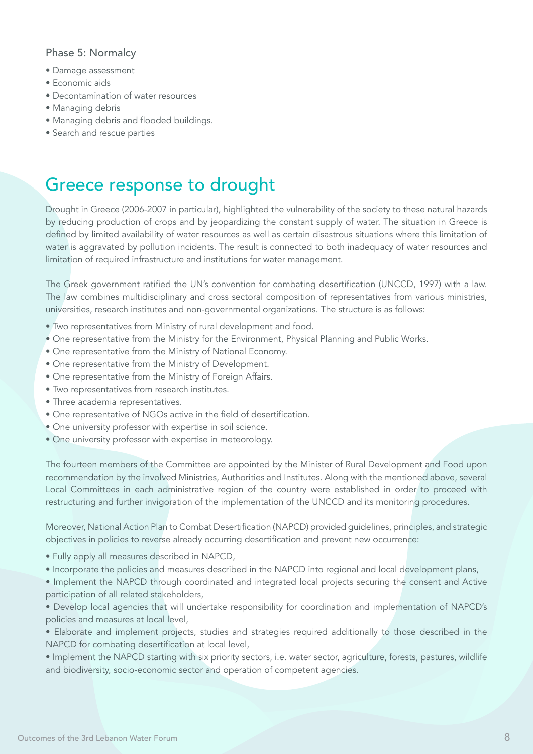### Phase 5: Normalcy

- Damage assessment
- Economic aids
- Decontamination of water resources
- Managing debris
- Managing debris and flooded buildings.
- Search and rescue parties

## Greece response to drought

Drought in Greece (2006-2007 in particular), highlighted the vulnerability of the society to these natural hazards by reducing production of crops and by jeopardizing the constant supply of water. The situation in Greece is defined by limited availability of water resources as well as certain disastrous situations where this limitation of water is aggravated by pollution incidents. The result is connected to both inadequacy of water resources and limitation of required infrastructure and institutions for water management.

The Greek government ratified the UN's convention for combating desertification (UNCCD, 1997) with a law. The law combines multidisciplinary and cross sectoral composition of representatives from various ministries, universities, research institutes and non-governmental organizations. The structure is as follows:

- Two representatives from Ministry of rural development and food.
- One representative from the Ministry for the Environment, Physical Planning and Public Works.
- One representative from the Ministry of National Economy.
- One representative from the Ministry of Development.
- One representative from the Ministry of Foreign Affairs.
- Two representatives from research institutes.
- Three academia representatives.
- One representative of NGOs active in the field of desertification.
- One university professor with expertise in soil science.
- One university professor with expertise in meteorology.

The fourteen members of the Committee are appointed by the Minister of Rural Development and Food upon recommendation by the involved Ministries, Authorities and Institutes. Along with the mentioned above, several Local Committees in each administrative region of the country were established in order to proceed with restructuring and further invigoration of the implementation of the UNCCD and its monitoring procedures.

Moreover, National Action Plan to Combat Desertification (NAPCD) provided guidelines, principles, and strategic objectives in policies to reverse already occurring desertification and prevent new occurrence:

- Fully apply all measures described in NAPCD,
- Incorporate the policies and measures described in the NAPCD into regional and local development plans,
- Implement the NAPCD through coordinated and integrated local projects securing the consent and Active participation of all related stakeholders,
- Develop local agencies that will undertake responsibility for coordination and implementation of NAPCD's policies and measures at local level,
- Elaborate and implement projects, studies and strategies required additionally to those described in the NAPCD for combating desertification at local level,
- Implement the NAPCD starting with six priority sectors, i.e. water sector, agriculture, forests, pastures, wildlife and biodiversity, socio-economic sector and operation of competent agencies.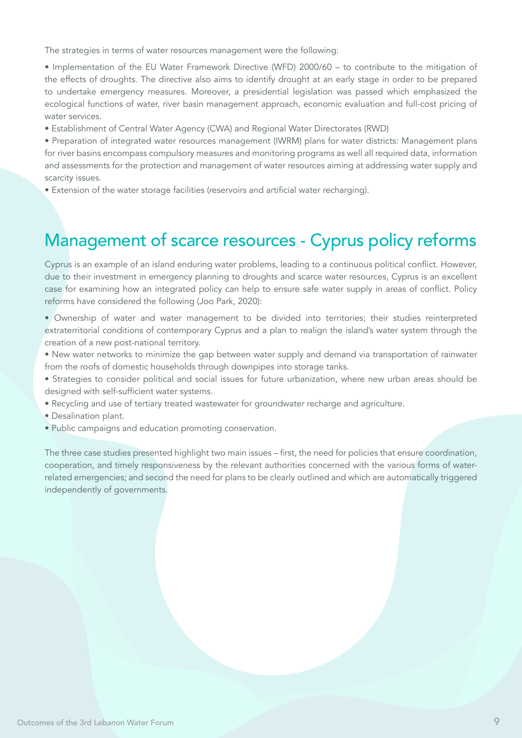The strategies in terms of water resources management were the following:

- Implementation of the EU Water Framework Directive (WFD) 2000/60 – to contribute to the mitigation of the effects of droughts. The directive also aims to identify drought at an early stage in order to be prepared to undertake emergency measures. Moreover, a presidential legislation was passed which emphasized the ecological functions of water, river basin management approach, economic evaluation and full-cost pricing of water services.
- Establishment of Central Water Agency (CWA) and Regional Water Directorates (RWD)
- Preparation of integrated water resources management (IWRM) plans for water districts: Management plans for river basins encompass compulsory measures and monitoring programs as well all required data, information and assessments for the protection and management of water resources aiming at addressing water supply and scarcity issues.
- Extension of the water storage facilities (reservoirs and artificial water recharging).

## Management of scarce resources - Cyprus policy reforms

Cyprus is an example of an island enduring water problems, leading to a continuous political conflict. However, due to their investment in emergency planning to droughts and scarce water resources, Cyprus is an excellent case for examining how an integrated policy can help to ensure safe water supply in areas of conflict. Policy reforms have considered the following (Joo Park, 2020):

- Ownership of water and water management to be divided into territories; their studies reinterpreted extraterritorial conditions of contemporary Cyprus and a plan to realign the island's water system through the creation of a new post-national territory.
- New water networks to minimize the gap between water supply and demand via transportation of rainwater from the roofs of domestic households through downpipes into storage tanks.
- Strategies to consider political and social issues for future urbanization, where new urban areas should be designed with self-sufficient water systems.
- Recycling and use of tertiary treated wastewater for groundwater recharge and agriculture.
- Desalination plant.
- Public campaigns and education promoting conservation.

The three case studies presented highlight two main issues – first, the need for policies that ensure coordination, cooperation, and timely responsiveness by the relevant authorities concerned with the various forms of water-related emergencies; and second the need for plans to be clearly outlined and which are automatically triggered independently of governments.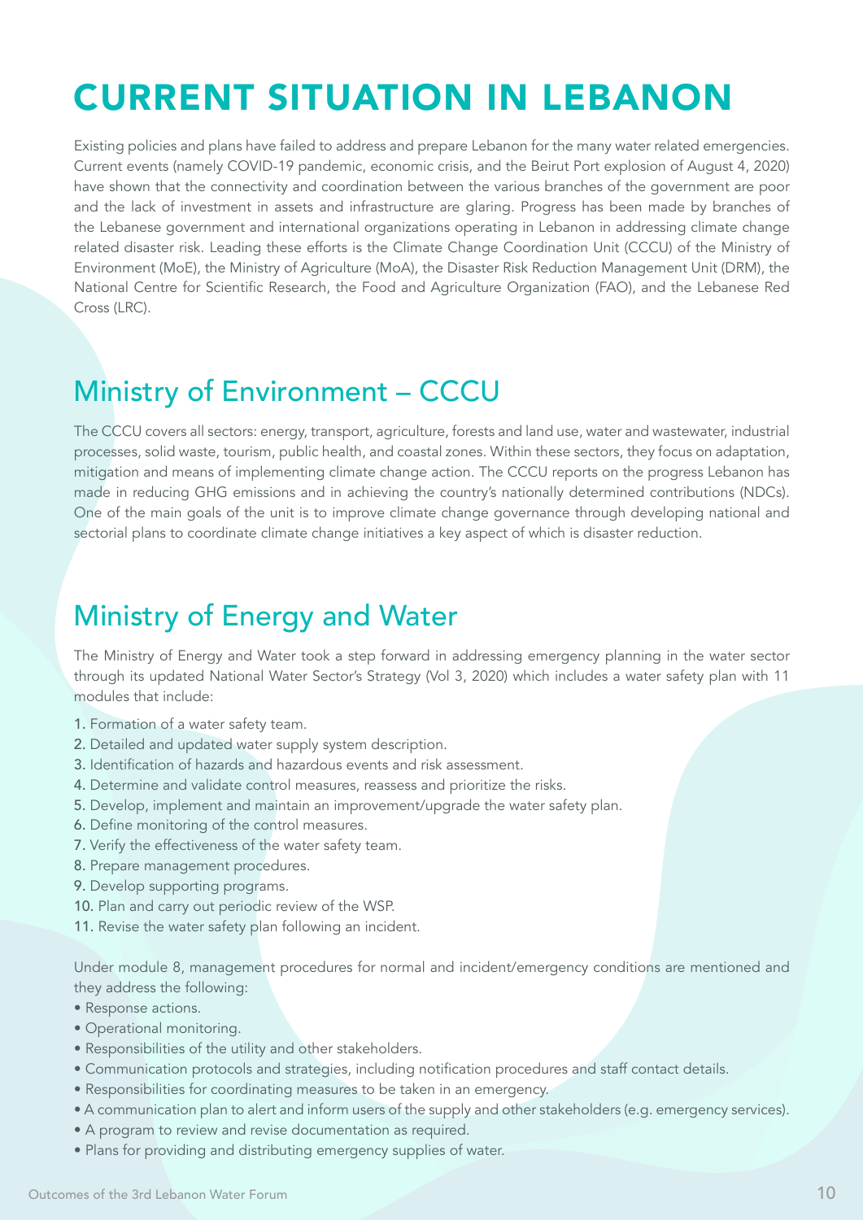# CURRENT SITUATION IN LEBANON

Existing policies and plans have failed to address and prepare Lebanon for the many water related emergencies. Current events (namely COVID-19 pandemic, economic crisis, and the Beirut Port explosion of August 4, 2020) have shown that the connectivity and coordination between the various branches of the government are poor and the lack of investment in assets and infrastructure are glaring. Progress has been made by branches of the Lebanese government and international organizations operating in Lebanon in addressing climate change related disaster risk. Leading these efforts is the Climate Change Coordination Unit (CCCU) of the Ministry of Environment (MoE), the Ministry of Agriculture (MoA), the Disaster Risk Reduction Management Unit (DRM), the National Centre for Scientific Research, the Food and Agriculture Organization (FAO), and the Lebanese Red Cross (LRC).

## Ministry of Environment – CCCU

The CCCU covers all sectors: energy, transport, agriculture, forests and land use, water and wastewater, industrial processes, solid waste, tourism, public health, and coastal zones. Within these sectors, they focus on adaptation, mitigation and means of implementing climate change action. The CCCU reports on the progress Lebanon has made in reducing GHG emissions and in achieving the country's nationally determined contributions (NDCs). One of the main goals of the unit is to improve climate change governance through developing national and sectorial plans to coordinate climate change initiatives a key aspect of which is disaster reduction.

## Ministry of Energy and Water

The Ministry of Energy and Water took a step forward in addressing emergency planning in the water sector through its updated National Water Sector's Strategy (Vol 3, 2020) which includes a water safety plan with 11 modules that include:

1. Formation of a water safety team.
2. Detailed and updated water supply system description.
3. Identification of hazards and hazardous events and risk assessment.
4. Determine and validate control measures, reassess and prioritize the risks.
5. Develop, implement and maintain an improvement/upgrade the water safety plan.
6. Define monitoring of the control measures.
7. Verify the effectiveness of the water safety team.
8. Prepare management procedures.
9. Develop supporting programs.
10. Plan and carry out periodic review of the WSP.
11. Revise the water safety plan following an incident.

Under module 8, management procedures for normal and incident/emergency conditions are mentioned and they address the following:

- Response actions.
- Operational monitoring.
- Responsibilities of the utility and other stakeholders.
- Communication protocols and strategies, including notification procedures and staff contact details.
- Responsibilities for coordinating measures to be taken in an emergency.
- A communication plan to alert and inform users of the supply and other stakeholders (e.g. emergency services).
- A program to review and revise documentation as required.
- Plans for providing and distributing emergency supplies of water.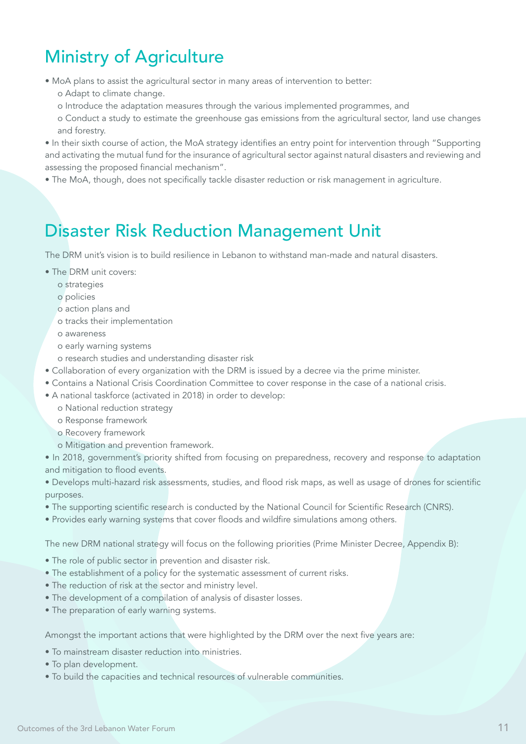## Ministry of Agriculture

- MoA plans to assist the agricultural sector in many areas of intervention to better:
  - o Adapt to climate change.
  - o Introduce the adaptation measures through the various implemented programmes, and
  - o Conduct a study to estimate the greenhouse gas emissions from the agricultural sector, land use changes and forestry.
- In their sixth course of action, the MoA strategy identifies an entry point for intervention through "Supporting and activating the mutual fund for the insurance of agricultural sector against natural disasters and reviewing and assessing the proposed financial mechanism".
- The MoA, though, does not specifically tackle disaster reduction or risk management in agriculture.

## Disaster Risk Reduction Management Unit

The DRM unit's vision is to build resilience in Lebanon to withstand man-made and natural disasters.

- The DRM unit covers:
  - o strategies
  - o policies
  - o action plans and
  - o tracks their implementation
  - o awareness
  - o early warning systems
  - o research studies and understanding disaster risk
- Collaboration of every organization with the DRM is issued by a decree via the prime minister.
- Contains a National Crisis Coordination Committee to cover response in the case of a national crisis.
- A national taskforce (activated in 2018) in order to develop:
  - o National reduction strategy
  - o Response framework
  - o Recovery framework
  - o Mitigation and prevention framework.
- In 2018, government's priority shifted from focusing on preparedness, recovery and response to adaptation and mitigation to flood events.
- Develops multi-hazard risk assessments, studies, and flood risk maps, as well as usage of drones for scientific purposes.
- The supporting scientific research is conducted by the National Council for Scientific Research (CNRS).
- Provides early warning systems that cover floods and wildfire simulations among others.

The new DRM national strategy will focus on the following priorities (Prime Minister Decree, Appendix B):

- The role of public sector in prevention and disaster risk.
- The establishment of a policy for the systematic assessment of current risks.
- The reduction of risk at the sector and ministry level.
- The development of a compilation of analysis of disaster losses.
- The preparation of early warning systems.

Amongst the important actions that were highlighted by the DRM over the next five years are:

- To mainstream disaster reduction into ministries.
- To plan development.
- To build the capacities and technical resources of vulnerable communities.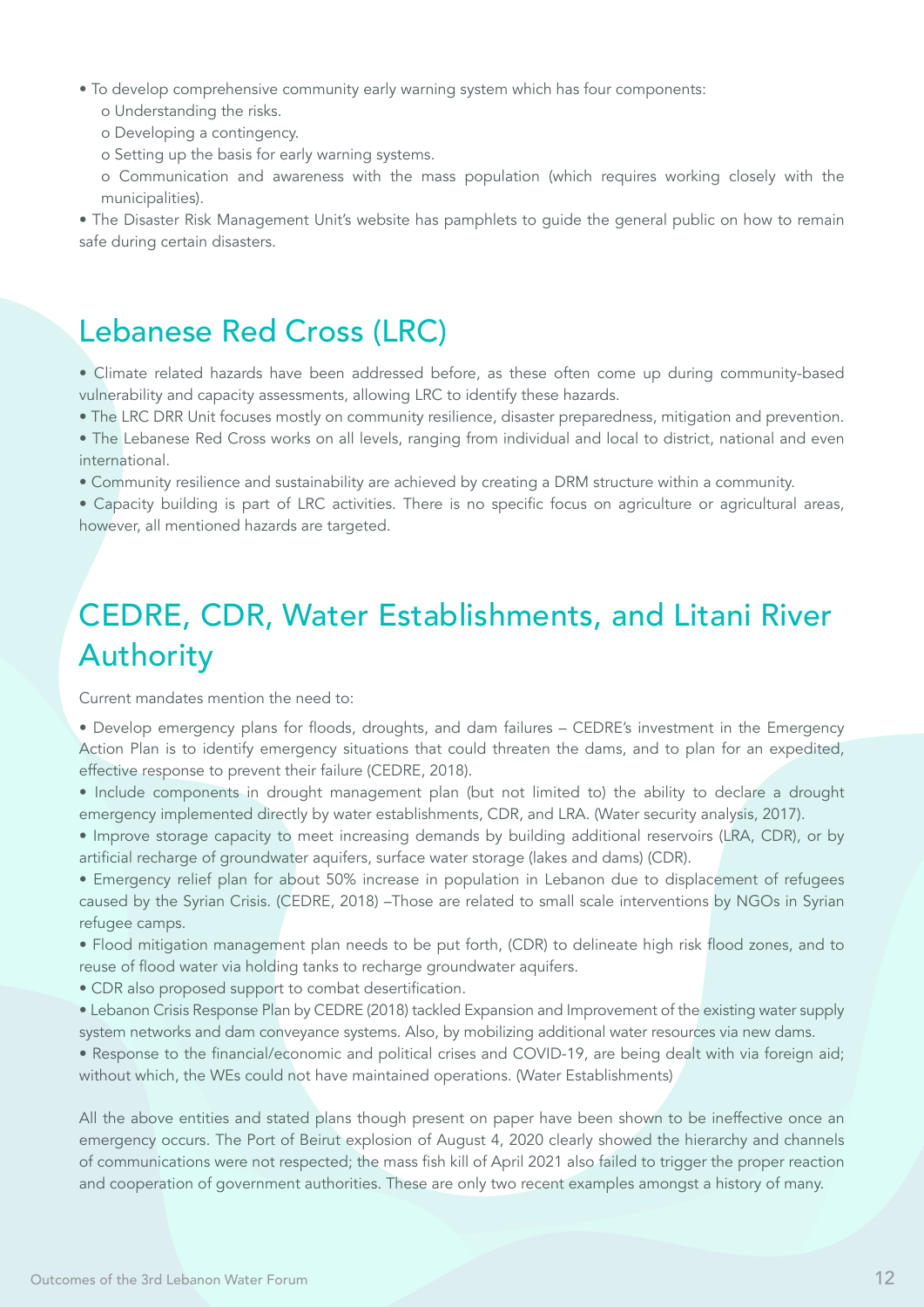- To develop comprehensive community early warning system which has four components:
  - o Understanding the risks.
  - o Developing a contingency.
  - o Setting up the basis for early warning systems.
  - o Communication and awareness with the mass population (which requires working closely with the municipalities).
- The Disaster Risk Management Unit's website has pamphlets to guide the general public on how to remain safe during certain disasters.

## Lebanese Red Cross (LRC)

- Climate related hazards have been addressed before, as these often come up during community-based vulnerability and capacity assessments, allowing LRC to identify these hazards.
- The LRC DRR Unit focuses mostly on community resilience, disaster preparedness, mitigation and prevention.
- The Lebanese Red Cross works on all levels, ranging from individual and local to district, national and even international.
- Community resilience and sustainability are achieved by creating a DRM structure within a community.
- Capacity building is part of LRC activities. There is no specific focus on agriculture or agricultural areas, however, all mentioned hazards are targeted.

## CEDRE, CDR, Water Establishments, and Litani River Authority

Current mandates mention the need to:

- Develop emergency plans for floods, droughts, and dam failures – CEDRE's investment in the Emergency Action Plan is to identify emergency situations that could threaten the dams, and to plan for an expedited, effective response to prevent their failure (CEDRE, 2018).
- Include components in drought management plan (but not limited to) the ability to declare a drought emergency implemented directly by water establishments, CDR, and LRA. (Water security analysis, 2017).
- Improve storage capacity to meet increasing demands by building additional reservoirs (LRA, CDR), or by artificial recharge of groundwater aquifers, surface water storage (lakes and dams) (CDR).
- Emergency relief plan for about 50% increase in population in Lebanon due to displacement of refugees caused by the Syrian Crisis. (CEDRE, 2018) –Those are related to small scale interventions by NGOs in Syrian refugee camps.
- Flood mitigation management plan needs to be put forth, (CDR) to delineate high risk flood zones, and to reuse of flood water via holding tanks to recharge groundwater aquifers.
- CDR also proposed support to combat desertification.
- Lebanon Crisis Response Plan by CEDRE (2018) tackled Expansion and Improvement of the existing water supply system networks and dam conveyance systems. Also, by mobilizing additional water resources via new dams.
- Response to the financial/economic and political crises and COVID-19, are being dealt with via foreign aid; without which, the WEs could not have maintained operations. (Water Establishments)

All the above entities and stated plans though present on paper have been shown to be ineffective once an emergency occurs. The Port of Beirut explosion of August 4, 2020 clearly showed the hierarchy and channels of communications were not respected; the mass fish kill of April 2021 also failed to trigger the proper reaction and cooperation of government authorities. These are only two recent examples amongst a history of many.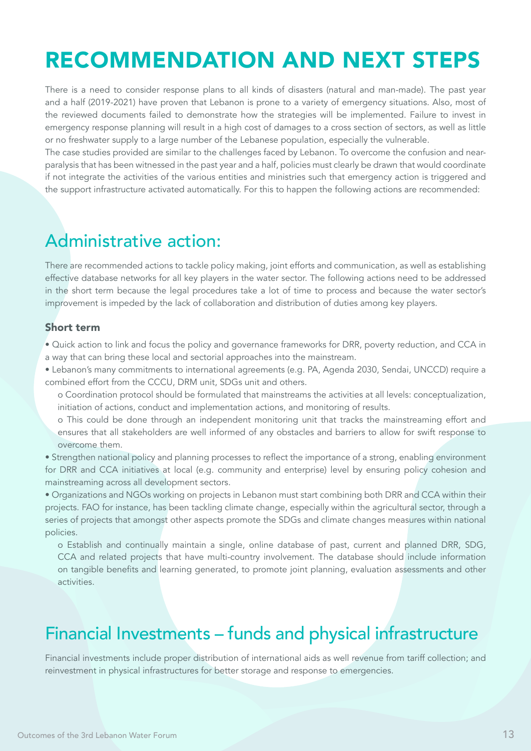# RECOMMENDATION AND NEXT STEPS

There is a need to consider response plans to all kinds of disasters (natural and man-made). The past year and a half (2019-2021) have proven that Lebanon is prone to a variety of emergency situations. Also, most of the reviewed documents failed to demonstrate how the strategies will be implemented. Failure to invest in emergency response planning will result in a high cost of damages to a cross section of sectors, as well as little or no freshwater supply to a large number of the Lebanese population, especially the vulnerable.

The case studies provided are similar to the challenges faced by Lebanon. To overcome the confusion and near-paralysis that has been witnessed in the past year and a half, policies must clearly be drawn that would coordinate if not integrate the activities of the various entities and ministries such that emergency action is triggered and the support infrastructure activated automatically. For this to happen the following actions are recommended:

## Administrative action:

There are recommended actions to tackle policy making, joint efforts and communication, as well as establishing effective database networks for all key players in the water sector. The following actions need to be addressed in the short term because the legal procedures take a lot of time to process and because the water sector's improvement is impeded by the lack of collaboration and distribution of duties among key players.

### Short term

- Quick action to link and focus the policy and governance frameworks for DRR, poverty reduction, and CCA in a way that can bring these local and sectorial approaches into the mainstream.
- Lebanon's many commitments to international agreements (e.g. PA, Agenda 2030, Sendai, UNCCD) require a combined effort from the CCCU, DRM unit, SDGs unit and others.
  - Coordination protocol should be formulated that mainstreams the activities at all levels: conceptualization, initiation of actions, conduct and implementation actions, and monitoring of results.
  - This could be done through an independent monitoring unit that tracks the mainstreaming effort and ensures that all stakeholders are well informed of any obstacles and barriers to allow for swift response to overcome them.
- Strengthen national policy and planning processes to reflect the importance of a strong, enabling environment for DRR and CCA initiatives at local (e.g. community and enterprise) level by ensuring policy cohesion and mainstreaming across all development sectors.
- Organizations and NGOs working on projects in Lebanon must start combining both DRR and CCA within their projects. FAO for instance, has been tackling climate change, especially within the agricultural sector, through a series of projects that amongst other aspects promote the SDGs and climate changes measures within national policies.
  - Establish and continually maintain a single, online database of past, current and planned DRR, SDG, CCA and related projects that have multi-country involvement. The database should include information on tangible benefits and learning generated, to promote joint planning, evaluation assessments and other activities.

## Financial Investments – funds and physical infrastructure

Financial investments include proper distribution of international aids as well revenue from tariff collection; and reinvestment in physical infrastructures for better storage and response to emergencies.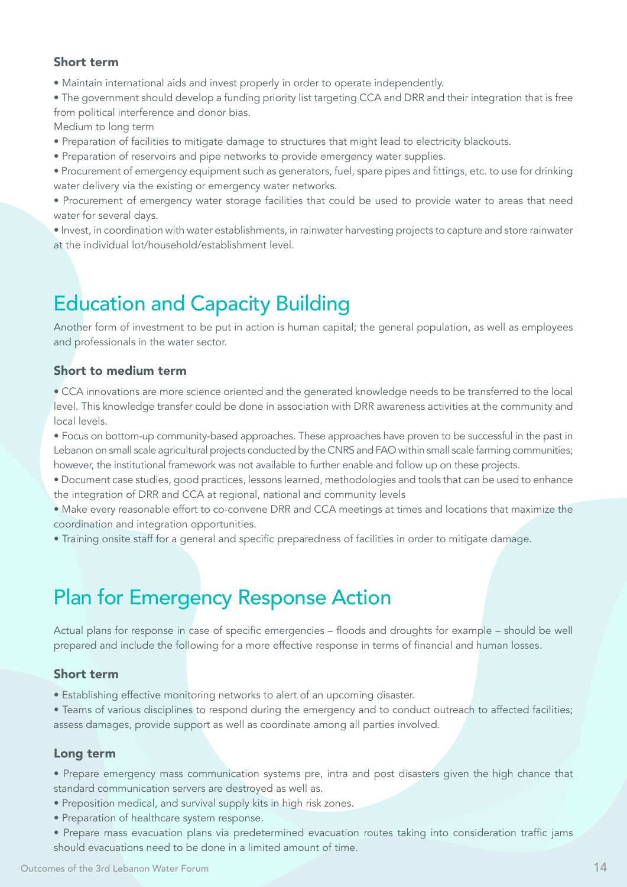### Short term

- Maintain international aids and invest properly in order to operate independently.
- The government should develop a funding priority list targeting CCA and DRR and their integration that is free from political interference and donor bias.

Medium to long term

- Preparation of facilities to mitigate damage to structures that might lead to electricity blackouts.
- Preparation of reservoirs and pipe networks to provide emergency water supplies.
- Procurement of emergency equipment such as generators, fuel, spare pipes and fittings, etc. to use for drinking water delivery via the existing or emergency water networks.
- Procurement of emergency water storage facilities that could be used to provide water to areas that need water for several days.
- Invest, in coordination with water establishments, in rainwater harvesting projects to capture and store rainwater at the individual lot/household/establishment level.

## Education and Capacity Building

Another form of investment to be put in action is human capital; the general population, as well as employees and professionals in the water sector.

### Short to medium term

- CCA innovations are more science oriented and the generated knowledge needs to be transferred to the local level. This knowledge transfer could be done in association with DRR awareness activities at the community and local levels.
- Focus on bottom-up community-based approaches. These approaches have proven to be successful in the past in Lebanon on small scale agricultural projects conducted by the CNRS and FAO within small scale farming communities; however, the institutional framework was not available to further enable and follow up on these projects.
- Document case studies, good practices, lessons learned, methodologies and tools that can be used to enhance the integration of DRR and CCA at regional, national and community levels
- Make every reasonable effort to co-convene DRR and CCA meetings at times and locations that maximize the coordination and integration opportunities.
- Training onsite staff for a general and specific preparedness of facilities in order to mitigate damage.

## Plan for Emergency Response Action

Actual plans for response in case of specific emergencies – floods and droughts for example – should be well prepared and include the following for a more effective response in terms of financial and human losses.

### Short term

- Establishing effective monitoring networks to alert of an upcoming disaster.
- Teams of various disciplines to respond during the emergency and to conduct outreach to affected facilities; assess damages, provide support as well as coordinate among all parties involved.

### Long term

- Prepare emergency mass communication systems pre, intra and post disasters given the high chance that standard communication servers are destroyed as well as.
- Preposition medical, and survival supply kits in high risk zones.
- Preparation of healthcare system response.
- Prepare mass evacuation plans via predetermined evacuation routes taking into consideration traffic jams should evacuations need to be done in a limited amount of time.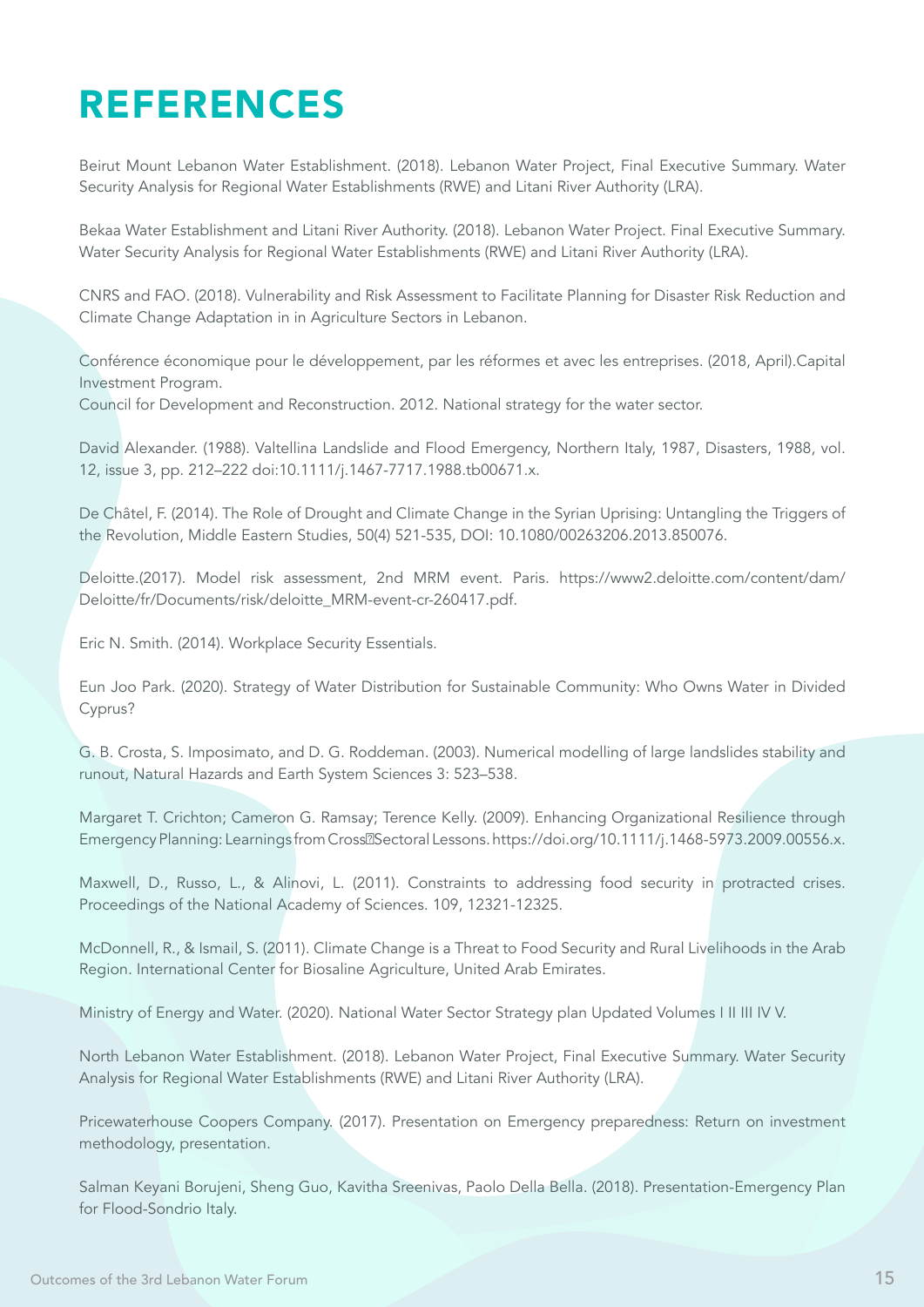# REFERENCES

Beirut Mount Lebanon Water Establishment. (2018). Lebanon Water Project, Final Executive Summary. Water Security Analysis for Regional Water Establishments (RWE) and Litani River Authority (LRA).

Bekaa Water Establishment and Litani River Authority. (2018). Lebanon Water Project. Final Executive Summary. Water Security Analysis for Regional Water Establishments (RWE) and Litani River Authority (LRA).

CNRS and FAO. (2018). Vulnerability and Risk Assessment to Facilitate Planning for Disaster Risk Reduction and Climate Change Adaptation in in Agriculture Sectors in Lebanon.

Conférence économique pour le développement, par les réformes et avec les entreprises. (2018, April).Capital Investment Program.

Council for Development and Reconstruction. 2012. National strategy for the water sector.

David Alexander. (1988). Valtellina Landslide and Flood Emergency, Northern Italy, 1987, Disasters, 1988, vol. 12, issue 3, pp. 212–222 doi:10.1111/j.1467-7717.1988.tb00671.x.

De Châtel, F. (2014). The Role of Drought and Climate Change in the Syrian Uprising: Untangling the Triggers of the Revolution, Middle Eastern Studies, 50(4) 521-535, DOI: 10.1080/00263206.2013.850076.

Deloitte.(2017). Model risk assessment, 2nd MRM event. Paris. https://www2.deloitte.com/content/dam/Deloitte/fr/Documents/risk/deloitte_MRM-event-cr-260417.pdf.

Eric N. Smith. (2014). Workplace Security Essentials.

Eun Joo Park. (2020). Strategy of Water Distribution for Sustainable Community: Who Owns Water in Divided Cyprus?

G. B. Crosta, S. Imposimato, and D. G. Roddeman. (2003). Numerical modelling of large landslides stability and runout, Natural Hazards and Earth System Sciences 3: 523–538.

Margaret T. Crichton; Cameron G. Ramsay; Terence Kelly. (2009). Enhancing Organizational Resilience through Emergency Planning: Learnings from Cross‐Sectoral Lessons. https://doi.org/10.1111/j.1468-5973.2009.00556.x.

Maxwell, D., Russo, L., & Alinovi, L. (2011). Constraints to addressing food security in protracted crises. Proceedings of the National Academy of Sciences. 109, 12321-12325.

McDonnell, R., & Ismail, S. (2011). Climate Change is a Threat to Food Security and Rural Livelihoods in the Arab Region. International Center for Biosaline Agriculture, United Arab Emirates.

Ministry of Energy and Water. (2020). National Water Sector Strategy plan Updated Volumes I II III IV V.

North Lebanon Water Establishment. (2018). Lebanon Water Project, Final Executive Summary. Water Security Analysis for Regional Water Establishments (RWE) and Litani River Authority (LRA).

Pricewaterhouse Coopers Company. (2017). Presentation on Emergency preparedness: Return on investment methodology, presentation.

Salman Keyani Borujeni, Sheng Guo, Kavitha Sreenivas, Paolo Della Bella. (2018). Presentation-Emergency Plan for Flood-Sondrio Italy.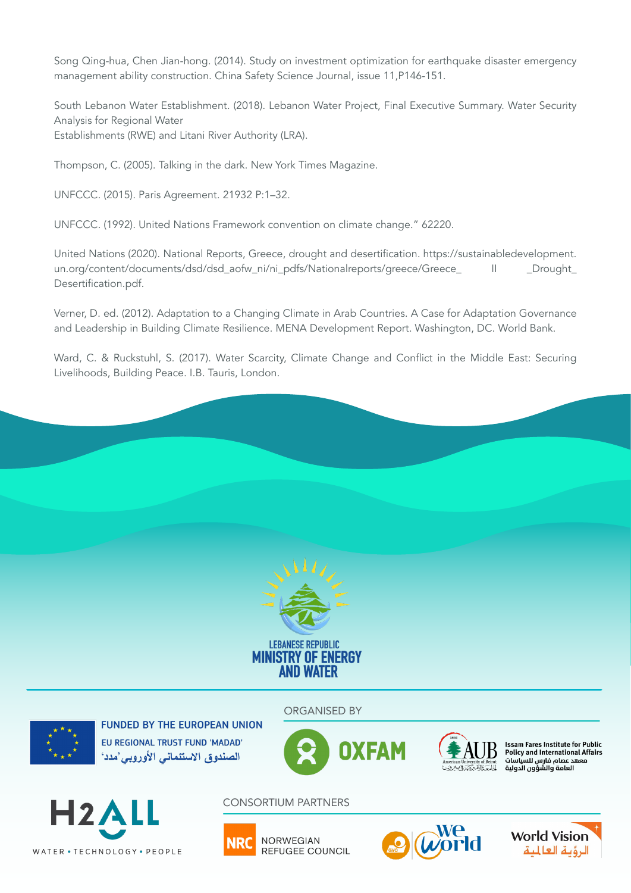Song Qing-hua, Chen Jian-hong. (2014). Study on investment optimization for earthquake disaster emergency management ability construction. China Safety Science Journal, issue 11,P146-151.

South Lebanon Water Establishment. (2018). Lebanon Water Project, Final Executive Summary. Water Security Analysis for Regional Water
Establishments (RWE) and Litani River Authority (LRA).

Thompson, C. (2005). Talking in the dark. New York Times Magazine.

UNFCCC. (2015). Paris Agreement. 21932 P:1–32.

UNFCCC. (1992). United Nations Framework convention on climate change." 62220.

United Nations (2020). National Reports, Greece, drought and desertification. https://sustainabledevelopment.un.org/content/documents/dsd/dsd_aofw_ni/ni_pdfs/Nationalreports/greece/Greece_ II _Drought_Desertification.pdf.

Verner, D. ed. (2012). Adaptation to a Changing Climate in Arab Countries. A Case for Adaptation Governance and Leadership in Building Climate Resilience. MENA Development Report. Washington, DC. World Bank.

Ward, C. & Ruckstuhl, S. (2017). Water Scarcity, Climate Change and Conflict in the Middle East: Securing Livelihoods, Building Peace. I.B. Tauris, London.

LEBANESE REPUBLIC
MINISTRY OF ENERGY AND WATER

FUNDED BY THE EUROPEAN UNION
EU REGIONAL TRUST FUND 'MADAD'
الصندوق الاستئماني الأوروبي 'مدد'

ORGANISED BY

OXFAM

AUB
Issam Fares Institute for Public Policy and International Affairs
معهد عصام فارس للسياسات العامة والشؤون الدولية

H2ALL
WATER • TECHNOLOGY • PEOPLE

CONSORTIUM PARTNERS

NRC NORWEGIAN REFUGEE COUNCIL

WeWorld

World Vision
الرؤية العالمية